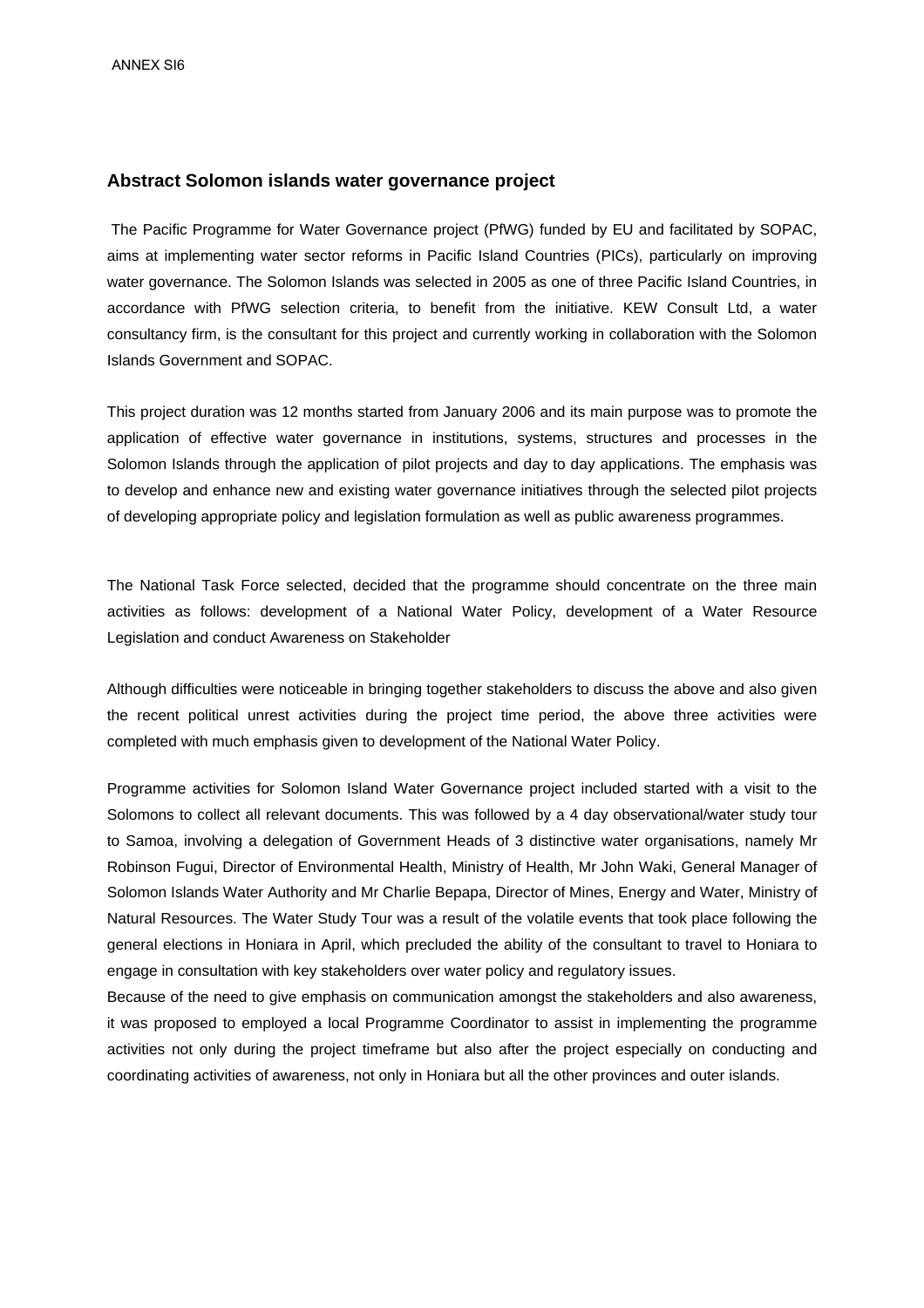ANNEX SI6

## Abstract Solomon islands water governance project

The Pacific Programme for Water Governance project (PfWG) funded by EU and facilitated by SOPAC, aims at implementing water sector reforms in Pacific Island Countries (PICs), particularly on improving water governance. The Solomon Islands was selected in 2005 as one of three Pacific Island Countries, in accordance with PfWG selection criteria, to benefit from the initiative. KEW Consult Ltd, a water consultancy firm, is the consultant for this project and currently working in collaboration with the Solomon Islands Government and SOPAC.

This project duration was 12 months started from January 2006 and its main purpose was to promote the application of effective water governance in institutions, systems, structures and processes in the Solomon Islands through the application of pilot projects and day to day applications. The emphasis was to develop and enhance new and existing water governance initiatives through the selected pilot projects of developing appropriate policy and legislation formulation as well as public awareness programmes.

The National Task Force selected, decided that the programme should concentrate on the three main activities as follows: development of a National Water Policy, development of a Water Resource Legislation and conduct Awareness on Stakeholder

Although difficulties were noticeable in bringing together stakeholders to discuss the above and also given the recent political unrest activities during the project time period, the above three activities were completed with much emphasis given to development of the National Water Policy.

Programme activities for Solomon Island Water Governance project included started with a visit to the Solomons to collect all relevant documents. This was followed by a 4 day observational/water study tour to Samoa, involving a delegation of Government Heads of 3 distinctive water organisations, namely Mr Robinson Fugui, Director of Environmental Health, Ministry of Health, Mr John Waki, General Manager of Solomon Islands Water Authority and Mr Charlie Bepapa, Director of Mines, Energy and Water, Ministry of Natural Resources. The Water Study Tour was a result of the volatile events that took place following the general elections in Honiara in April, which precluded the ability of the consultant to travel to Honiara to engage in consultation with key stakeholders over water policy and regulatory issues.

Because of the need to give emphasis on communication amongst the stakeholders and also awareness, it was proposed to employed a local Programme Coordinator to assist in implementing the programme activities not only during the project timeframe but also after the project especially on conducting and coordinating activities of awareness, not only in Honiara but all the other provinces and outer islands.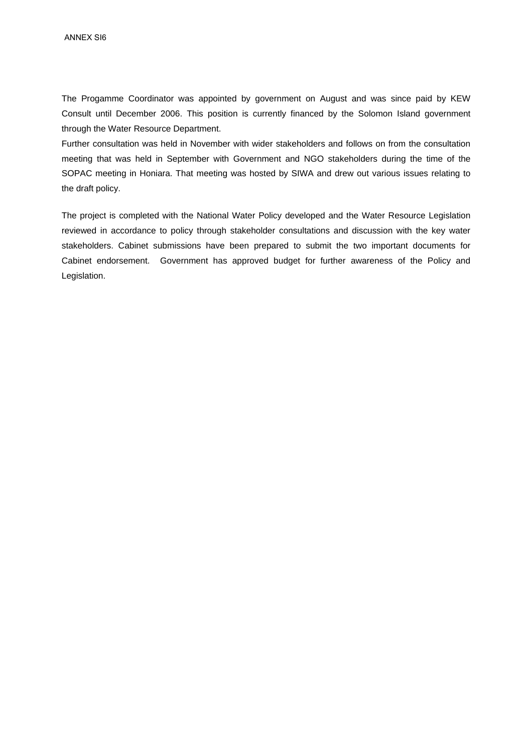The Progamme Coordinator was appointed by government on August and was since paid by KEW Consult until December 2006. This position is currently financed by the Solomon Island government through the Water Resource Department.

Further consultation was held in November with wider stakeholders and follows on from the consultation meeting that was held in September with Government and NGO stakeholders during the time of the SOPAC meeting in Honiara. That meeting was hosted by SIWA and drew out various issues relating to the draft policy.

The project is completed with the National Water Policy developed and the Water Resource Legislation reviewed in accordance to policy through stakeholder consultations and discussion with the key water stakeholders. Cabinet submissions have been prepared to submit the two important documents for Cabinet endorsement. Government has approved budget for further awareness of the Policy and Legislation.